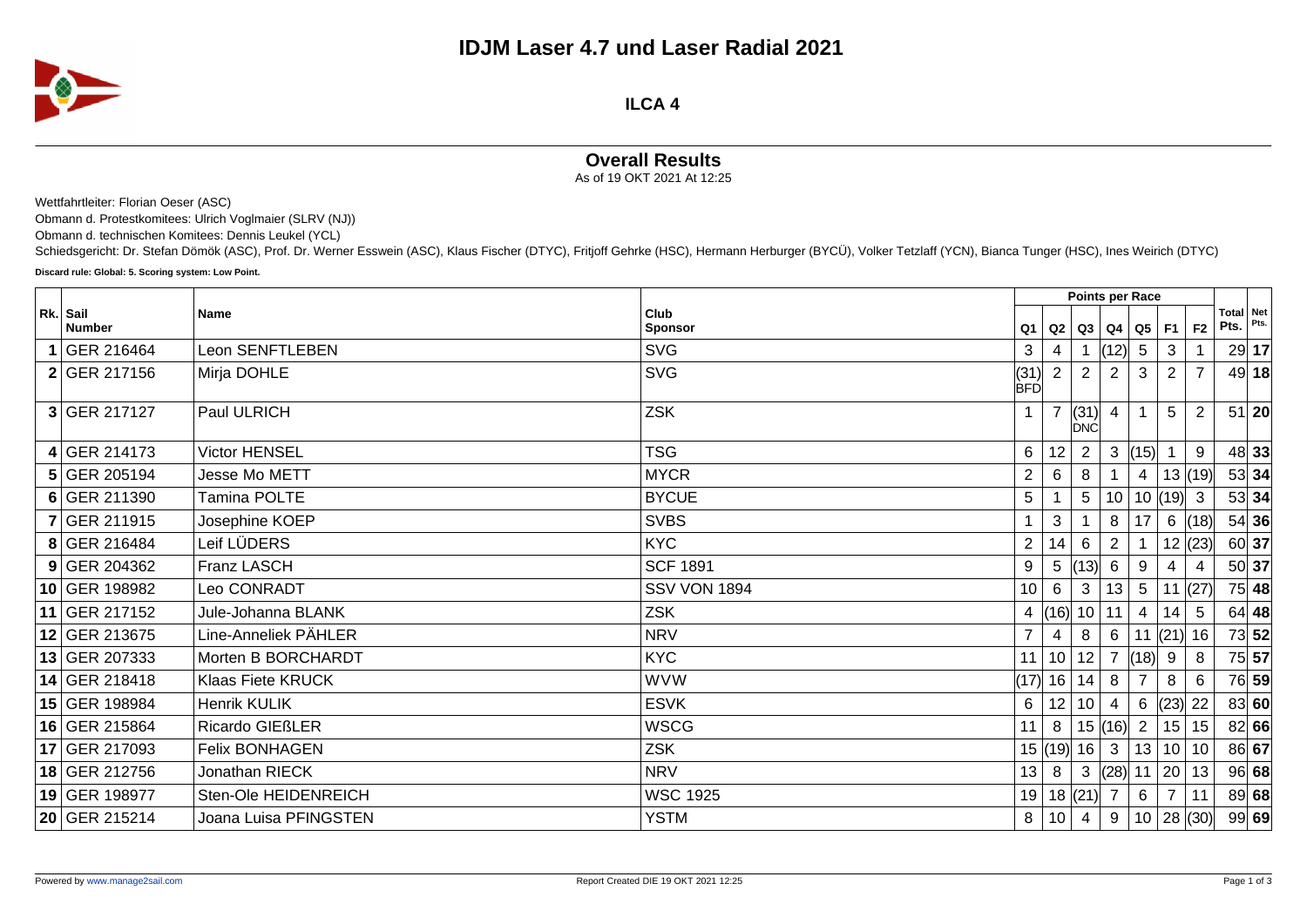# IDJM Laser 4.7 und Laser Radial 2021

## ILCA 4

### Overall Results

As of 19 OKT 2021 At 12:25

Wettfahrtleiter: Florian Oeser (ASC)

Obmann d. Protestkomitees: Ulrich Voglmaier (SLRV (NJ))

Obmann d. technischen Komitees: Dennis Leukel (YCL)

Schiedsgericht: Dr. Stefan Dömök (ASC), Prof. Dr. Werner Esswein (ASC), Klaus Fischer (DTYC), Fritjoff Gehrke (HSC), Hermann Herburger (BYCÜ), Volker Tetzlaff (YCN), Bianca Tunger (HSC), Ines Weirich (DTYC)

**Discard rule: Global: 5. Scoring system: Low Point.**

| Rk. | Sail Number | Name | Club Sponsor | Points per Race | | | | | | | Total Pts. | Net Pts. |
|---|---|---|---|---|---|---|---|---|---|---|---|---|
| | | | | Q1 | Q2 | Q3 | Q4 | Q5 | F1 | F2 | | |
| 1 | GER 216464 | Leon SENFTLEBEN | SVG | 3 | 4 | 1 | (12) | 5 | 3 | 1 | 29 | **17** |
| 2 | GER 217156 | Mirja DOHLE | SVG | (31) BFD | 2 | 2 | 2 | 3 | 2 | 7 | 49 | **18** |
| 3 | GER 217127 | Paul ULRICH | ZSK | 1 | 7 | (31) DNC | 4 | 1 | 5 | 2 | 51 | **20** |
| 4 | GER 214173 | Victor HENSEL | TSG | 6 | 12 | 2 | 3 | (15) | 1 | 9 | 48 | **33** |
| 5 | GER 205194 | Jesse Mo METT | MYCR | 2 | 6 | 8 | 1 | 4 | 13 | (19) | 53 | **34** |
| 6 | GER 211390 | Tamina POLTE | BYCUE | 5 | 1 | 5 | 10 | 10 | (19) | 3 | 53 | **34** |
| 7 | GER 211915 | Josephine KOEP | SVBS | 1 | 3 | 1 | 8 | 17 | 6 | (18) | 54 | **36** |
| 8 | GER 216484 | Leif LÜDERS | KYC | 2 | 14 | 6 | 2 | 1 | 12 | (23) | 60 | **37** |
| 9 | GER 204362 | Franz LASCH | SCF 1891 | 9 | 5 | (13) | 6 | 9 | 4 | 4 | 50 | **37** |
| 10 | GER 198982 | Leo CONRADT | SSV VON 1894 | 10 | 6 | 3 | 13 | 5 | 11 | (27) | 75 | **48** |
| 11 | GER 217152 | Jule-Johanna BLANK | ZSK | 4 | (16) | 10 | 11 | 4 | 14 | 5 | 64 | **48** |
| 12 | GER 213675 | Line-Anneliek PÄHLER | NRV | 7 | 4 | 8 | 6 | 11 | (21) | 16 | 73 | **52** |
| 13 | GER 207333 | Morten B BORCHARDT | KYC | 11 | 10 | 12 | 7 | (18) | 9 | 8 | 75 | **57** |
| 14 | GER 218418 | Klaas Fiete KRUCK | WVW | (17) | 16 | 14 | 8 | 7 | 8 | 6 | 76 | **59** |
| 15 | GER 198984 | Henrik KULIK | ESVK | 6 | 12 | 10 | 4 | 6 | (23) | 22 | 83 | **60** |
| 16 | GER 215864 | Ricardo GIEßLER | WSCG | 11 | 8 | 15 | (16) | 2 | 15 | 15 | 82 | **66** |
| 17 | GER 217093 | Felix BONHAGEN | ZSK | 15 | (19) | 16 | 3 | 13 | 10 | 10 | 86 | **67** |
| 18 | GER 212756 | Jonathan RIECK | NRV | 13 | 8 | 3 | (28) | 11 | 20 | 13 | 96 | **68** |
| 19 | GER 198977 | Sten-Ole HEIDENREICH | WSC 1925 | 19 | 18 | (21) | 7 | 6 | 7 | 11 | 89 | **68** |
| 20 | GER 215214 | Joana Luisa PFINGSTEN | YSTM | 8 | 10 | 4 | 9 | 10 | 28 | (30) | 99 | **69** |

Powered by www.manage2sail.com | Report Created DIE 19 OKT 2021 12:25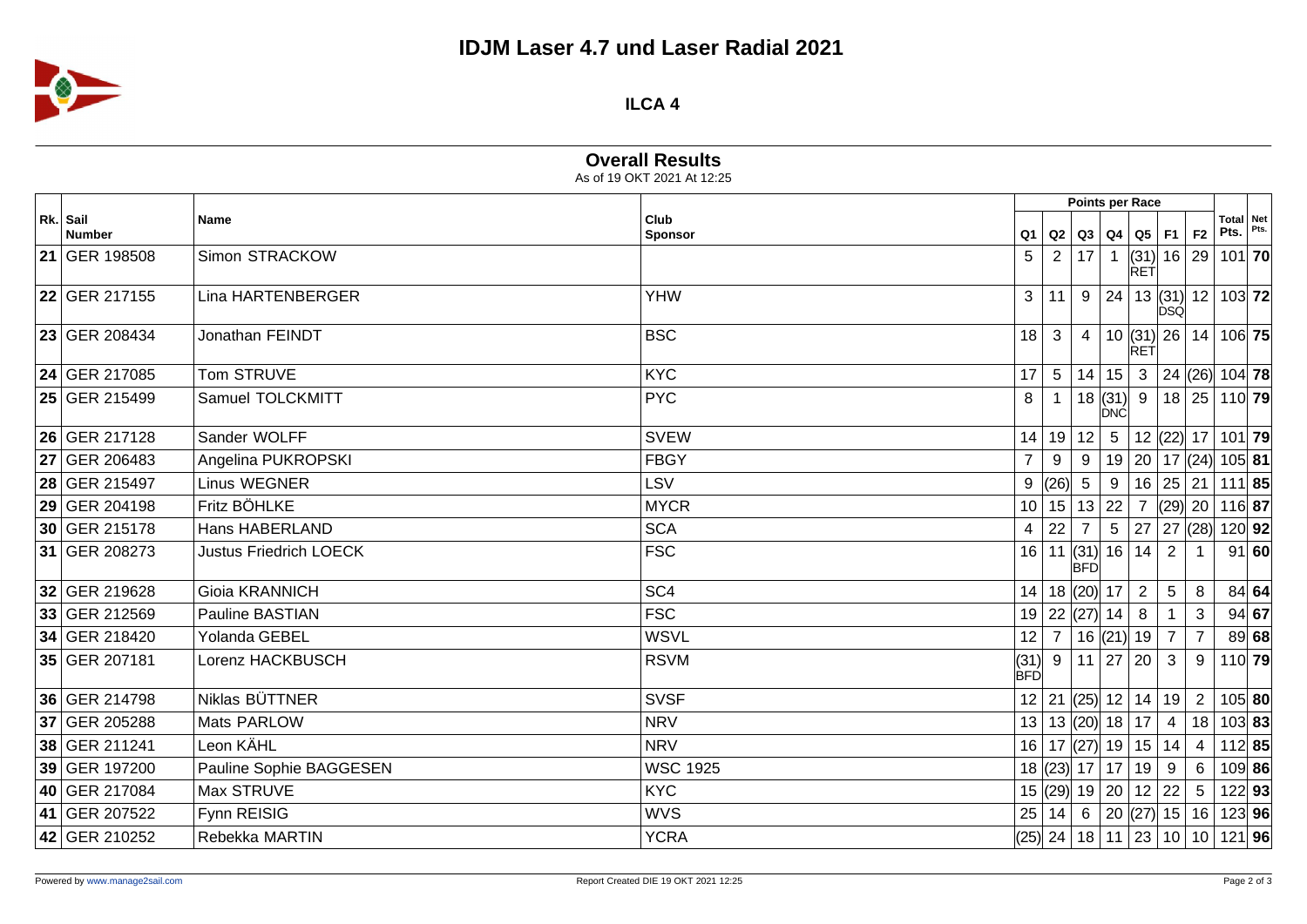# IDJM Laser 4.7 und Laser Radial 2021

## ILCA 4

### Overall Results

As of 19 OKT 2021 At 12:25

| Rk. | Sail Number | Name | Club Sponsor | Q1 | Q2 | Q3 | Q4 | Q5 | F1 | F2 | Total Pts. | Net Pts. |
|---|---|---|---|---|---|---|---|---|---|---|---|---|
| | | | | Points per Race | | | | | | | | |
| **21** | GER 198508 | Simon STRACKOW | | 5 | 2 | 17 | 1 | (31) RET | 16 | 29 | 101 | **70** |
| **22** | GER 217155 | Lina HARTENBERGER | YHW | 3 | 11 | 9 | 24 | 13 | (31) DSQ | 12 | 103 | **72** |
| **23** | GER 208434 | Jonathan FEINDT | BSC | 18 | 3 | 4 | 10 | (31) RET | 26 | 14 | 106 | **75** |
| **24** | GER 217085 | Tom STRUVE | KYC | 17 | 5 | 14 | 15 | 3 | 24 | (26) | 104 | **78** |
| **25** | GER 215499 | Samuel TOLCKMITT | PYC | 8 | 1 | 18 | (31) DNC | 9 | 18 | 25 | 110 | **79** |
| **26** | GER 217128 | Sander WOLFF | SVEW | 14 | 19 | 12 | 5 | 12 | (22) | 17 | 101 | **79** |
| **27** | GER 206483 | Angelina PUKROPSKI | FBGY | 7 | 9 | 9 | 19 | 20 | 17 | (24) | 105 | **81** |
| **28** | GER 215497 | Linus WEGNER | LSV | 9 | (26) | 5 | 9 | 16 | 25 | 21 | 111 | **85** |
| **29** | GER 204198 | Fritz BÖHLKE | MYCR | 10 | 15 | 13 | 22 | 7 | (29) | 20 | 116 | **87** |
| **30** | GER 215178 | Hans HABERLAND | SCA | 4 | 22 | 7 | 5 | 27 | 27 | (28) | 120 | **92** |
| **31** | GER 208273 | Justus Friedrich LOECK | FSC | 16 | 11 | (31) BFD | 16 | 14 | 2 | 1 | 91 | **60** |
| **32** | GER 219628 | Gioia KRANNICH | SC4 | 14 | 18 | (20) | 17 | 2 | 5 | 8 | 84 | **64** |
| **33** | GER 212569 | Pauline BASTIAN | FSC | 19 | 22 | (27) | 14 | 8 | 1 | 3 | 94 | **67** |
| **34** | GER 218420 | Yolanda GEBEL | WSVL | 12 | 7 | 16 | (21) | 19 | 7 | 7 | 89 | **68** |
| **35** | GER 207181 | Lorenz HACKBUSCH | RSVM | (31) BFD | 9 | 11 | 27 | 20 | 3 | 9 | 110 | **79** |
| **36** | GER 214798 | Niklas BÜTTNER | SVSF | 12 | 21 | (25) | 12 | 14 | 19 | 2 | 105 | **80** |
| **37** | GER 205288 | Mats PARLOW | NRV | 13 | 13 | (20) | 18 | 17 | 4 | 18 | 103 | **83** |
| **38** | GER 211241 | Leon KÄHL | NRV | 16 | 17 | (27) | 19 | 15 | 14 | 4 | 112 | **85** |
| **39** | GER 197200 | Pauline Sophie BAGGESEN | WSC 1925 | 18 | (23) | 17 | 17 | 19 | 9 | 6 | 109 | **86** |
| **40** | GER 217084 | Max STRUVE | KYC | 15 | (29) | 19 | 20 | 12 | 22 | 5 | 122 | **93** |
| **41** | GER 207522 | Fynn REISIG | WVS | 25 | 14 | 6 | 20 | (27) | 15 | 16 | 123 | **96** |
| **42** | GER 210252 | Rebekka MARTIN | YCRA | (25) | 24 | 18 | 11 | 23 | 10 | 10 | 121 | **96** |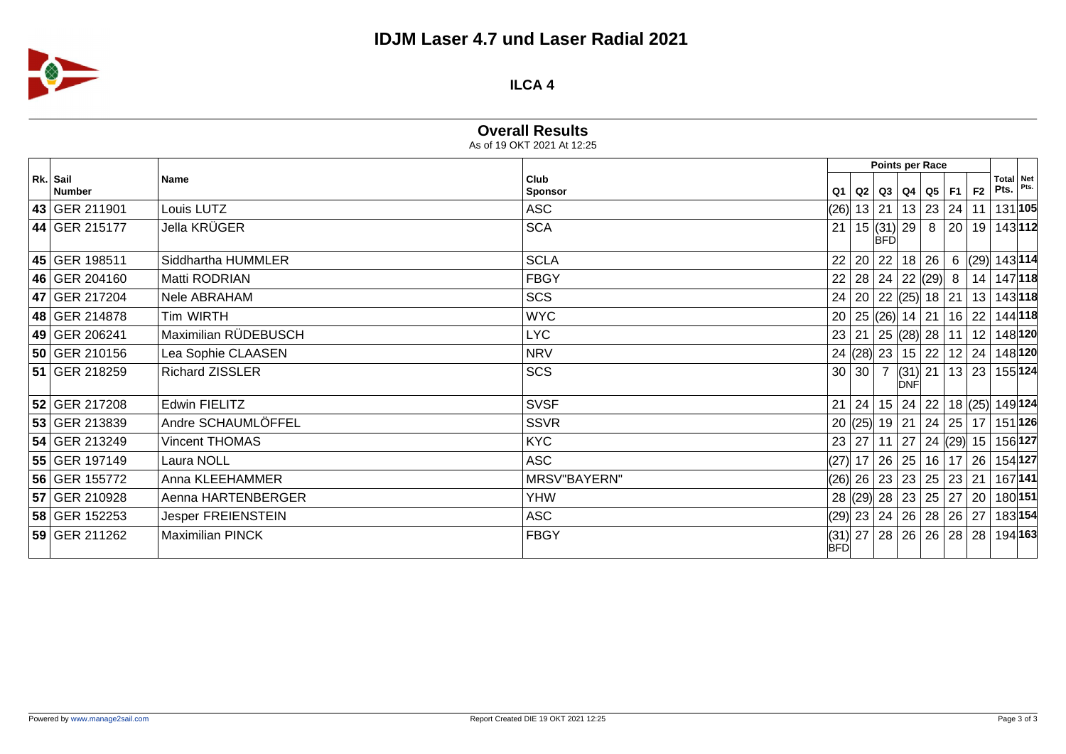# IDJM Laser 4.7 und Laser Radial 2021

## ILCA 4

### Overall Results

As of 19 OKT 2021 At 12:25

| Rk. | Sail Number | Name | Club Sponsor | Q1 | Q2 | Q3 | Q4 | Q5 | F1 | F2 | Total Pts. | Net Pts. |
|---|---|---|---|---|---|---|---|---|---|---|---|---|
| | | | | Points per Race | | | | | | | | |
| 43 | GER 211901 | Louis LUTZ | ASC | (26) | 13 | 21 | 13 | 23 | 24 | 11 | 131 | **105** |
| 44 | GER 215177 | Jella KRÜGER | SCA | 21 | 15 | (31) BFD | 29 | 8 | 20 | 19 | 143 | **112** |
| 45 | GER 198511 | Siddhartha HUMMLER | SCLA | 22 | 20 | 22 | 18 | 26 | 6 | (29) | 143 | **114** |
| 46 | GER 204160 | Matti RODRIAN | FBGY | 22 | 28 | 24 | 22 | (29) | 8 | 14 | 147 | **118** |
| 47 | GER 217204 | Nele ABRAHAM | SCS | 24 | 20 | 22 | (25) | 18 | 21 | 13 | 143 | **118** |
| 48 | GER 214878 | Tim WIRTH | WYC | 20 | 25 | (26) | 14 | 21 | 16 | 22 | 144 | **118** |
| 49 | GER 206241 | Maximilian RÜDEBUSCH | LYC | 23 | 21 | 25 | (28) | 28 | 11 | 12 | 148 | **120** |
| 50 | GER 210156 | Lea Sophie CLAASEN | NRV | 24 | (28) | 23 | 15 | 22 | 12 | 24 | 148 | **120** |
| 51 | GER 218259 | Richard ZISSLER | SCS | 30 | 30 | 7 | (31) DNF | 21 | 13 | 23 | 155 | **124** |
| 52 | GER 217208 | Edwin FIELITZ | SVSF | 21 | 24 | 15 | 24 | 22 | 18 | (25) | 149 | **124** |
| 53 | GER 213839 | Andre SCHAUMLÖFFEL | SSVR | 20 | (25) | 19 | 21 | 24 | 25 | 17 | 151 | **126** |
| 54 | GER 213249 | Vincent THOMAS | KYC | 23 | 27 | 11 | 27 | 24 | (29) | 15 | 156 | **127** |
| 55 | GER 197149 | Laura NOLL | ASC | (27) | 17 | 26 | 25 | 16 | 17 | 26 | 154 | **127** |
| 56 | GER 155772 | Anna KLEEHAMMER | MRSV"BAYERN" | (26) | 26 | 23 | 23 | 25 | 23 | 21 | 167 | **141** |
| 57 | GER 210928 | Aenna HARTENBERGER | YHW | 28 | (29) | 28 | 23 | 25 | 27 | 20 | 180 | **151** |
| 58 | GER 152253 | Jesper FREIENSTEIN | ASC | (29) | 23 | 24 | 26 | 28 | 26 | 27 | 183 | **154** |
| 59 | GER 211262 | Maximilian PINCK | FBGY | (31) BFD | 27 | 28 | 26 | 26 | 28 | 28 | 194 | **163** |

Powered by www.manage2sail.com

Report Created DIE 19 OKT 2021 12:25